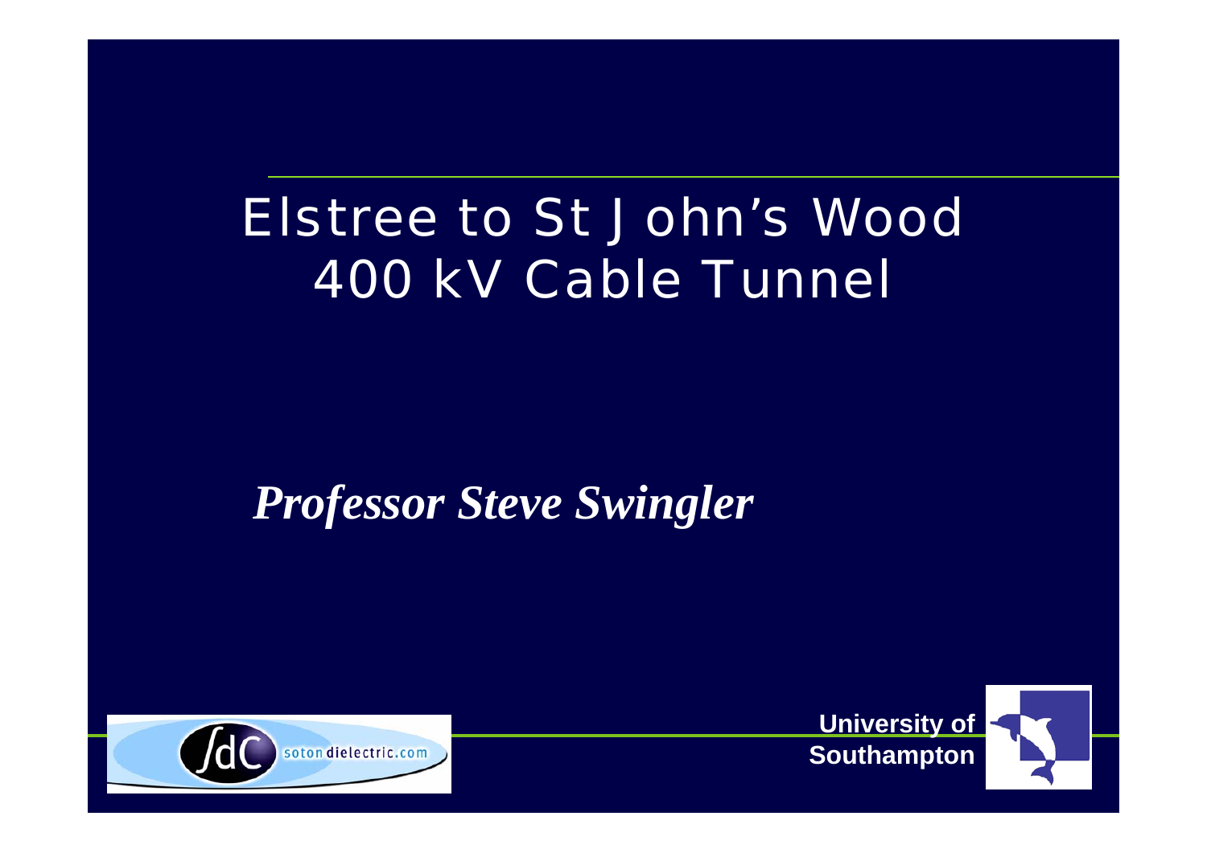# Elstree to St John's Wood 400 kV Cable Tunnel

***Professor Steve Swingler***

soton dielectric.com

**University of Southampton**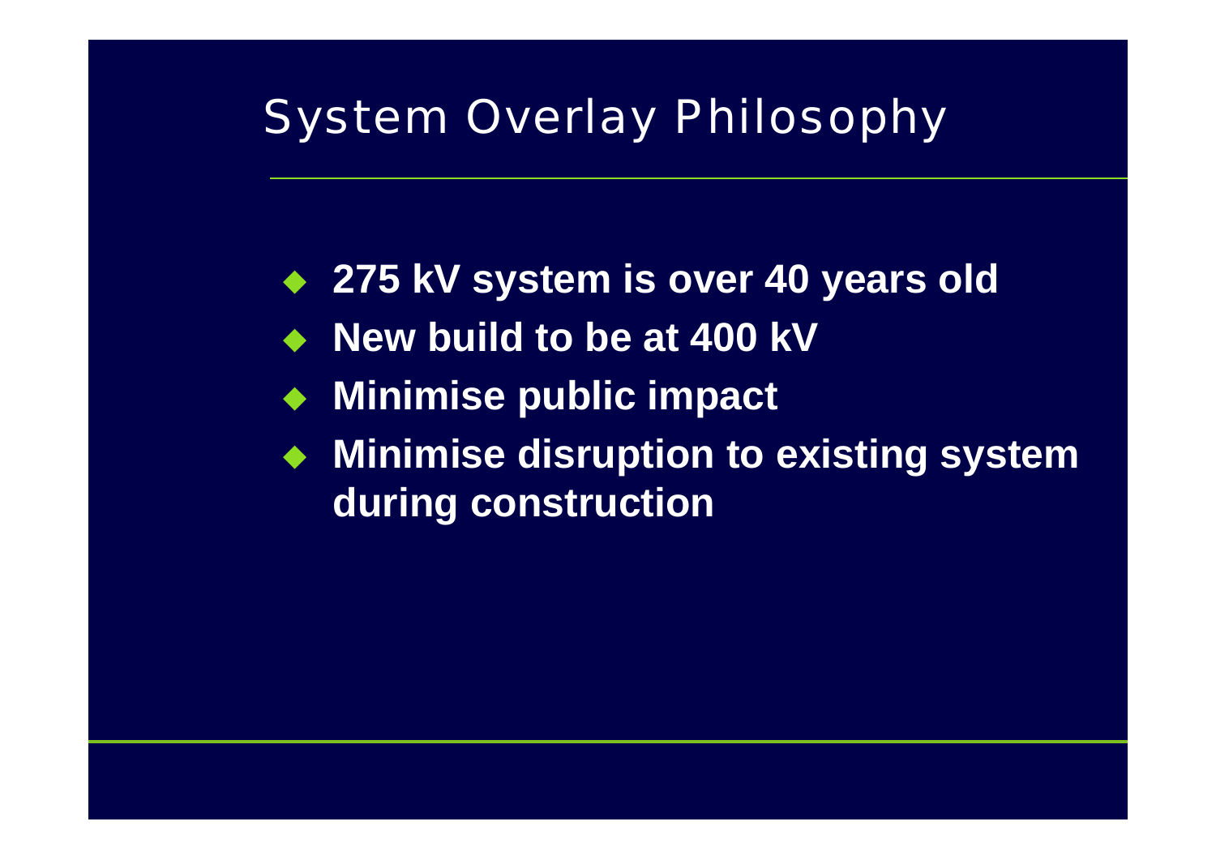# System Overlay Philosophy

- **275 kV system is over 40 years old**
- **New build to be at 400 kV**
- **Minimise public impact**
- **Minimise disruption to existing system during construction**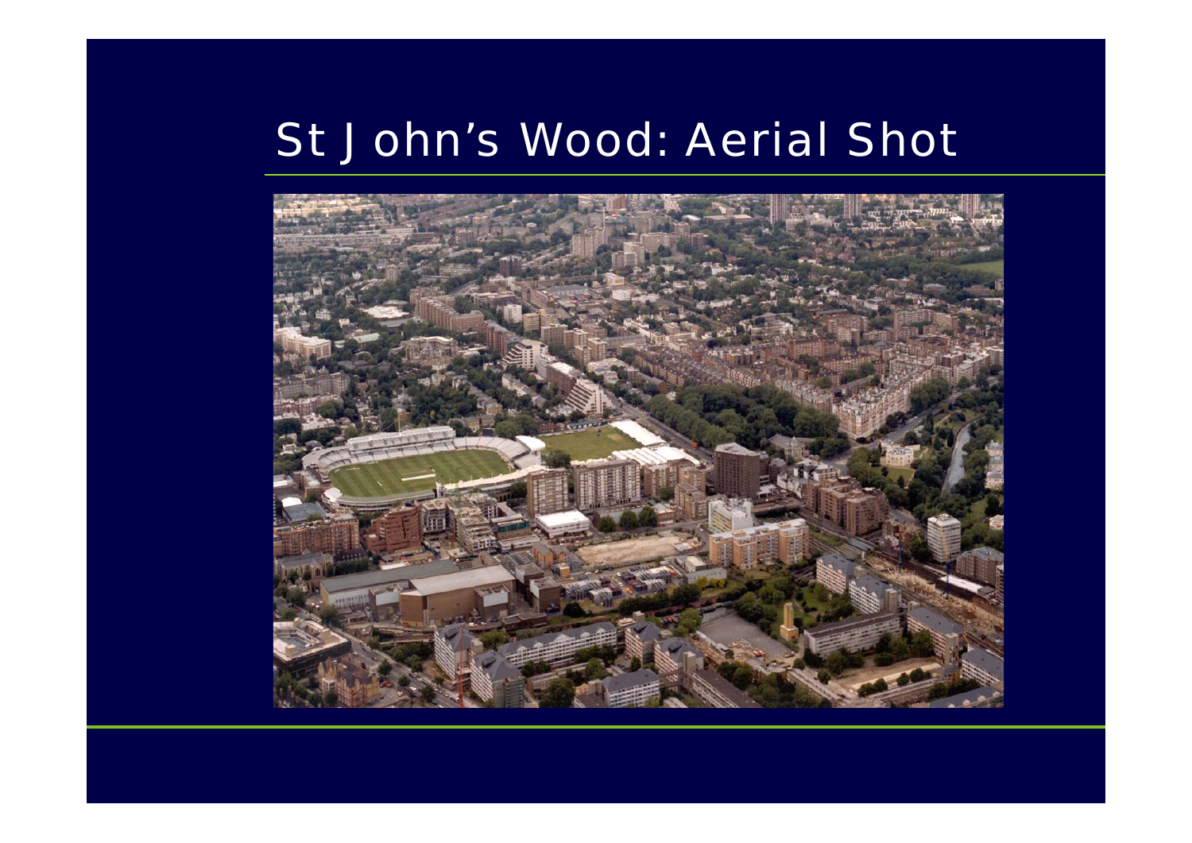# St John's Wood: Aerial Shot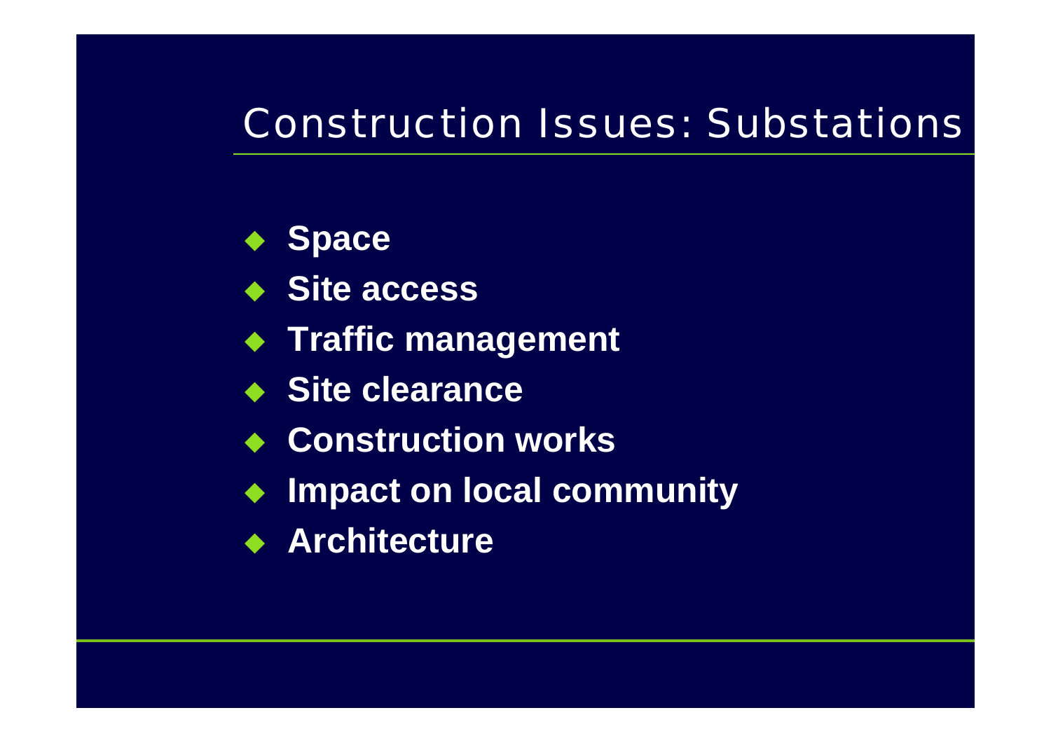# Construction Issues: Substations

- **Space**
- **Site access**
- **Traffic management**
- **Site clearance**
- **Construction works**
- **Impact on local community**
- **Architecture**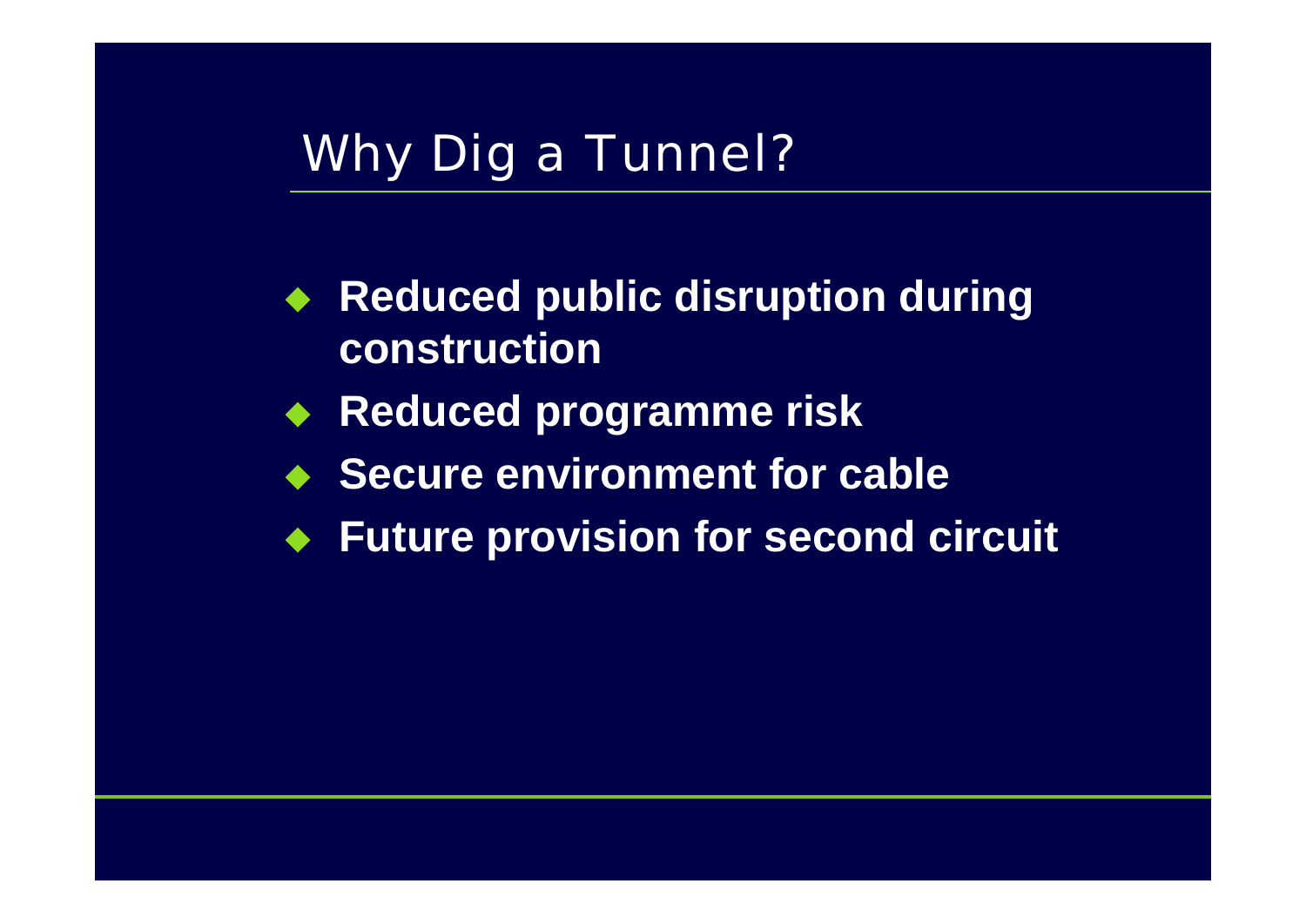# Why Dig a Tunnel?

- **Reduced public disruption during construction**
- **Reduced programme risk**
- **Secure environment for cable**
- **Future provision for second circuit**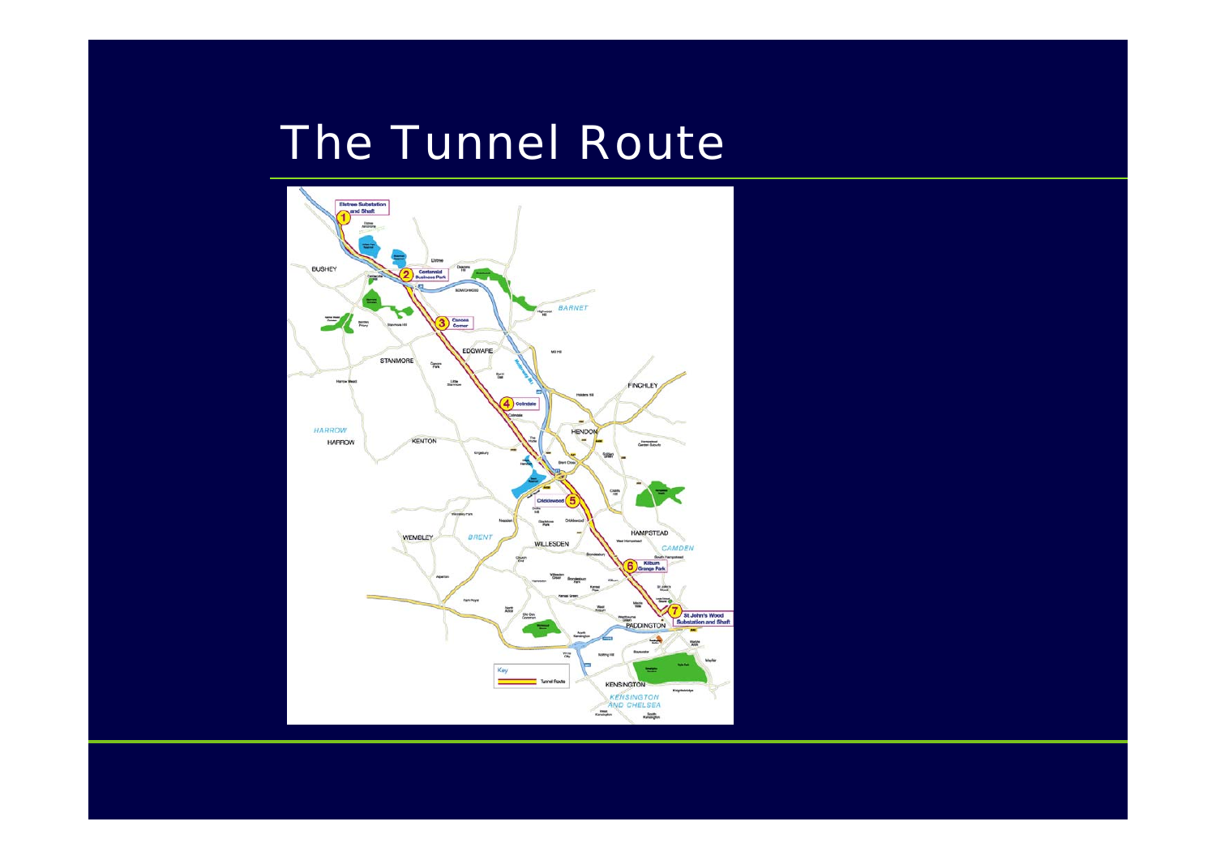# The Tunnel Route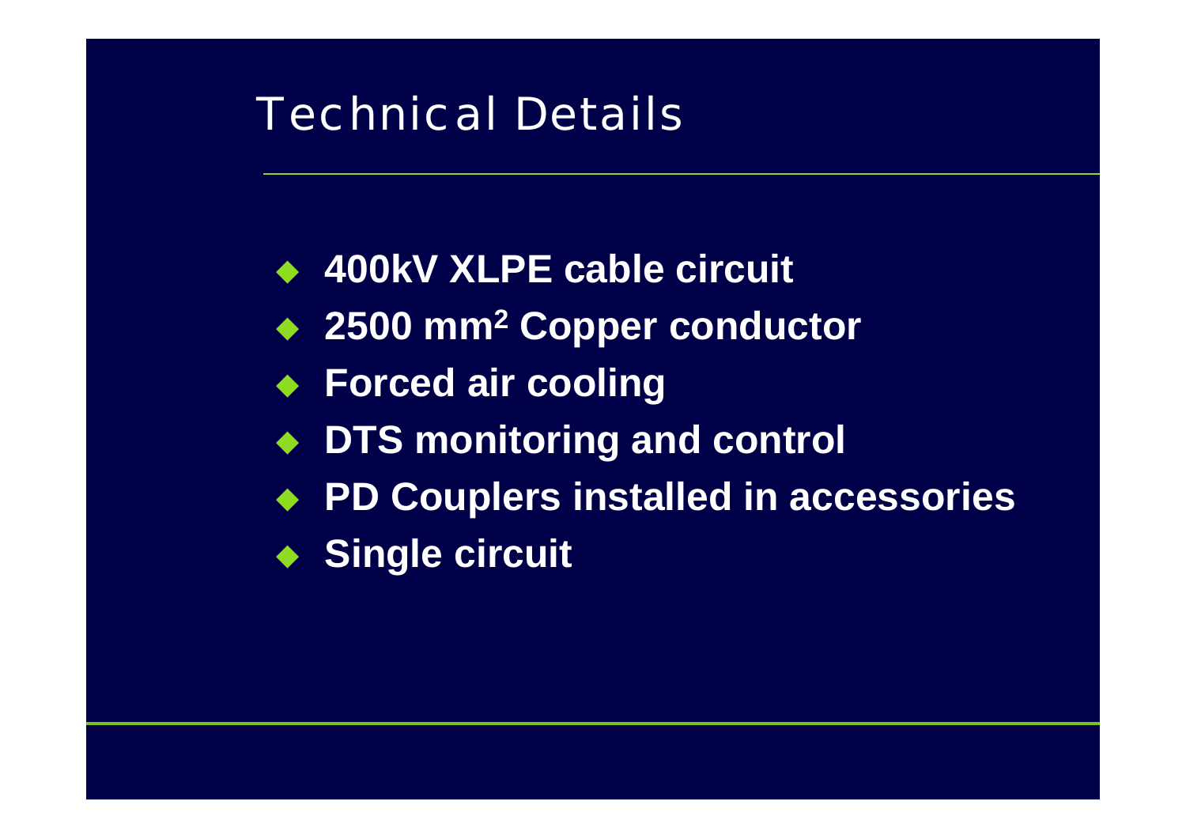# Technical Details

- **400kV XLPE cable circuit**
- **2500 mm$^2$ Copper conductor**
- **Forced air cooling**
- **DTS monitoring and control**
- **PD Couplers installed in accessories**
- **Single circuit**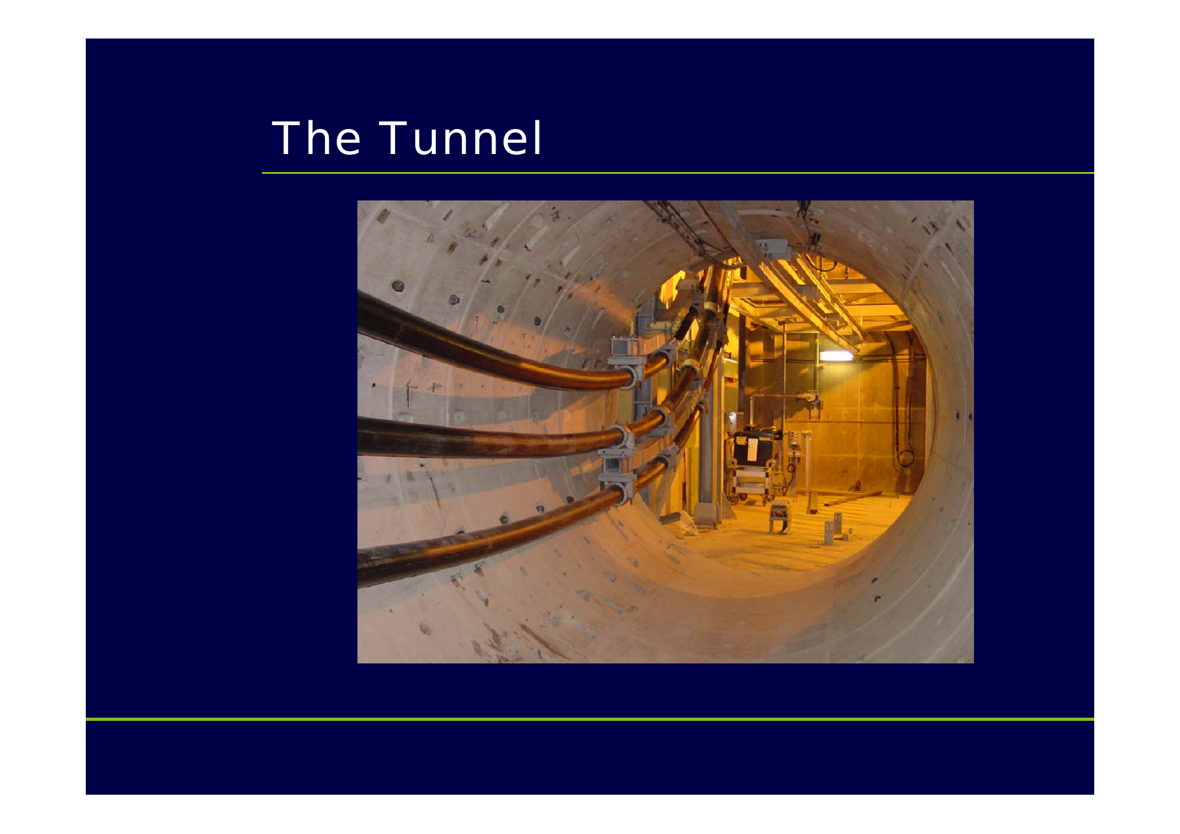# The Tunnel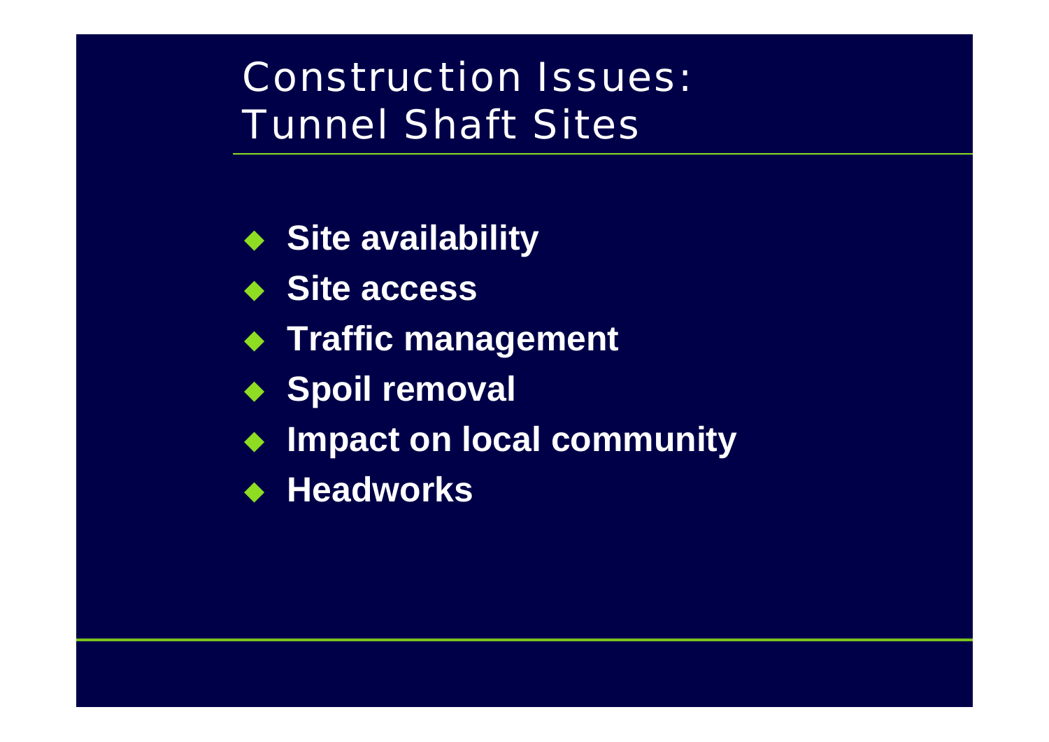# Construction Issues: Tunnel Shaft Sites

- **Site availability**
- **Site access**
- **Traffic management**
- **Spoil removal**
- **Impact on local community**
- **Headworks**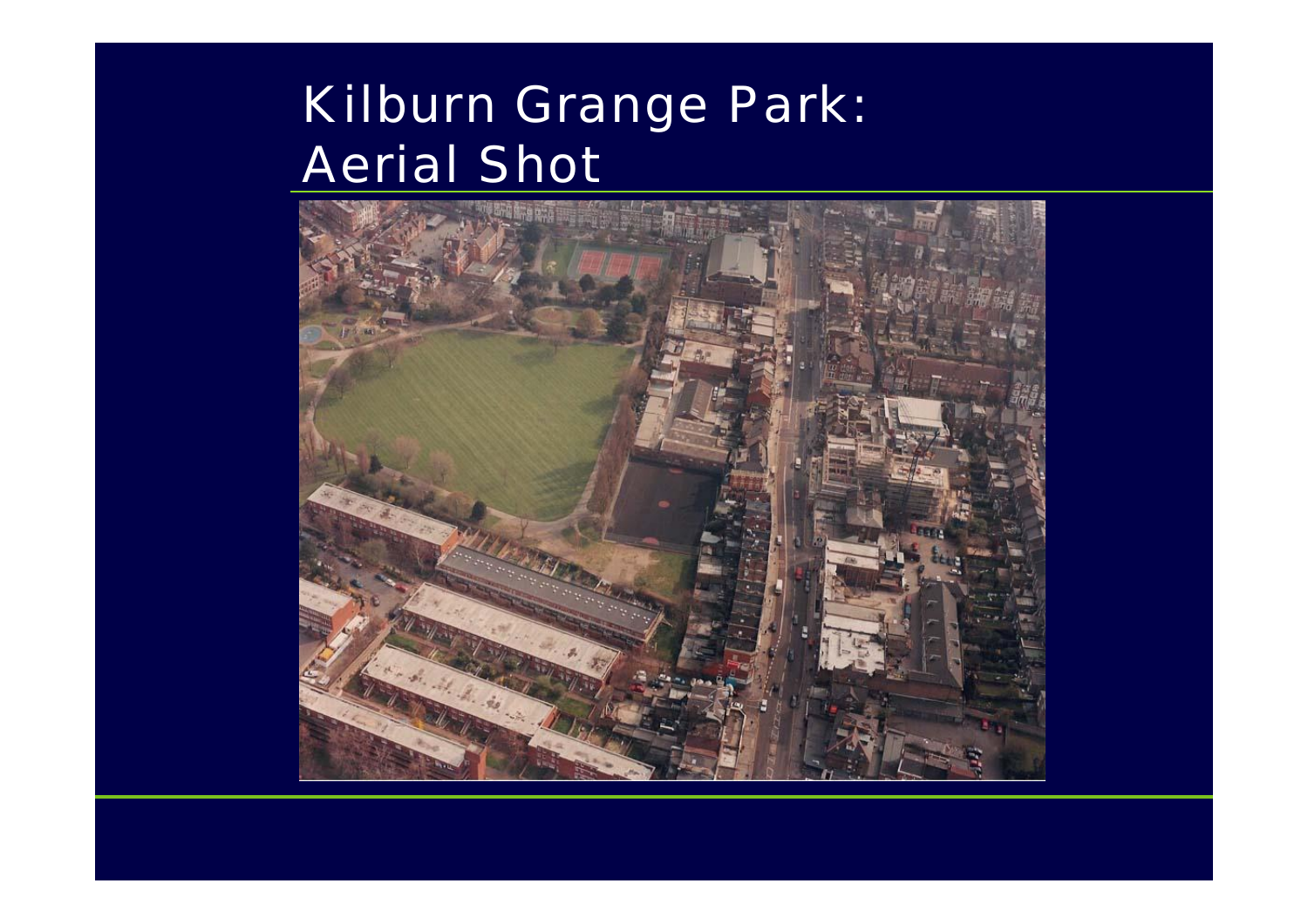# Kilburn Grange Park: Aerial Shot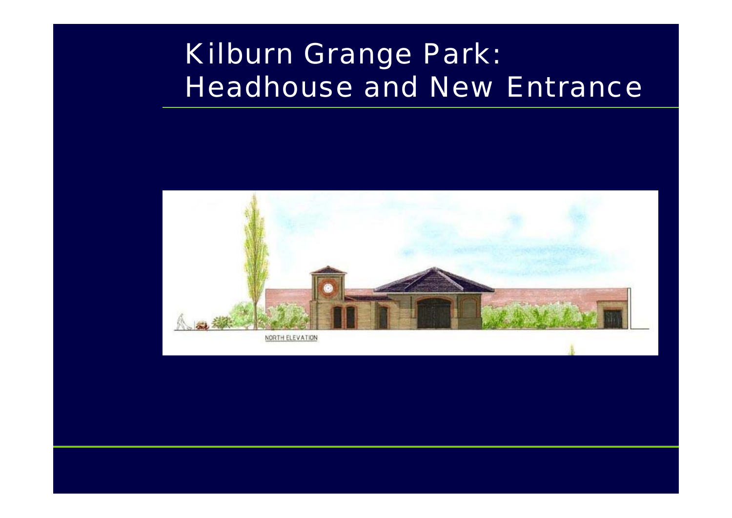# Kilburn Grange Park: Headhouse and New Entrance

NORTH ELEVATION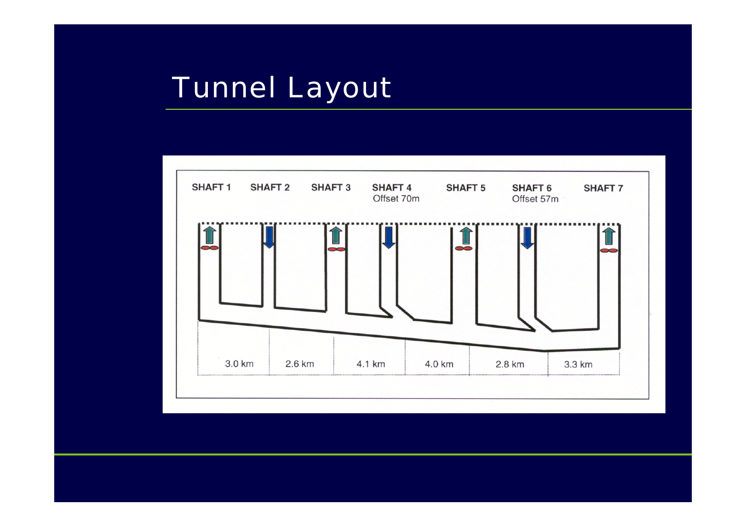# Tunnel Layout

SHAFT 1 | SHAFT 2 | SHAFT 3 | SHAFT 4 Offset 70m | SHAFT 5 | SHAFT 6 Offset 57m | SHAFT 7

3.0 km | 2.6 km | 4.1 km | 4.0 km | 2.8 km | 3.3 km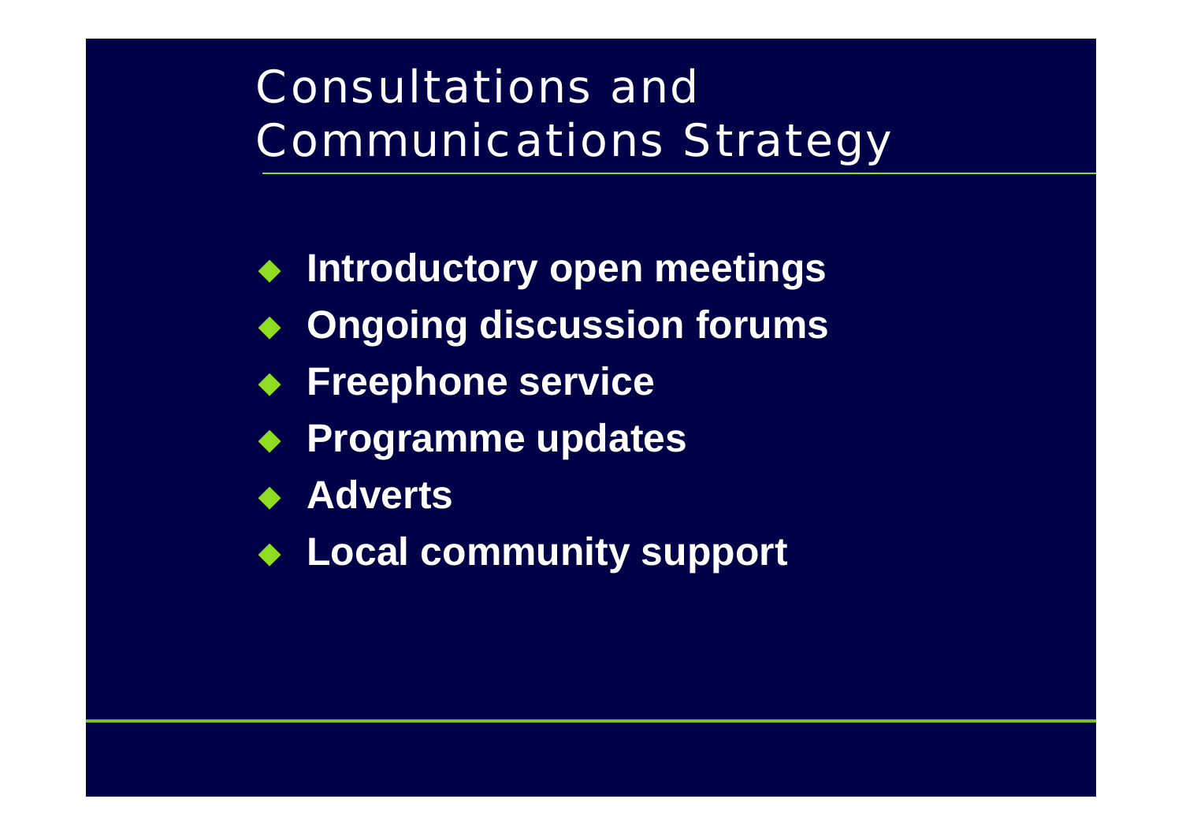# Consultations and Communications Strategy

- **Introductory open meetings**
- **Ongoing discussion forums**
- **Freephone service**
- **Programme updates**
- **Adverts**
- **Local community support**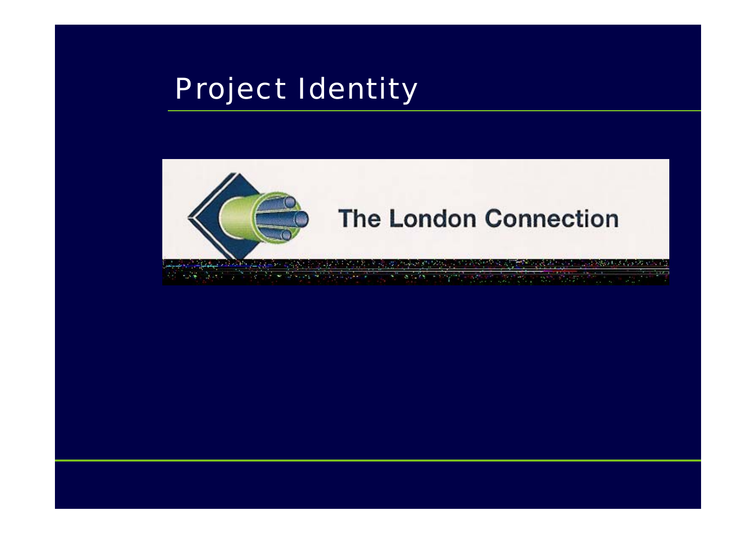# Project Identity

The London Connection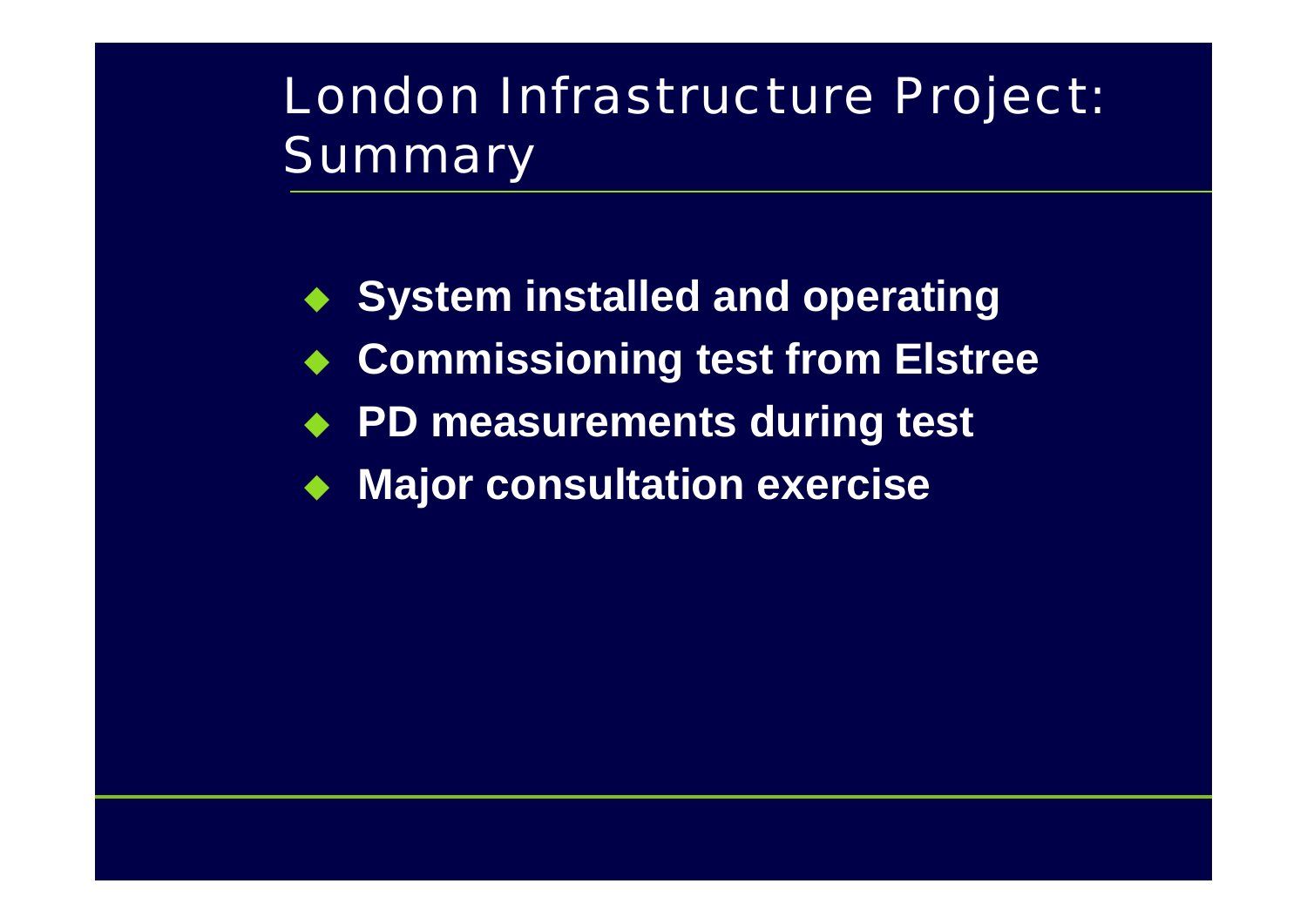# London Infrastructure Project: Summary

- **System installed and operating**
- **Commissioning test from Elstree**
- **PD measurements during test**
- **Major consultation exercise**